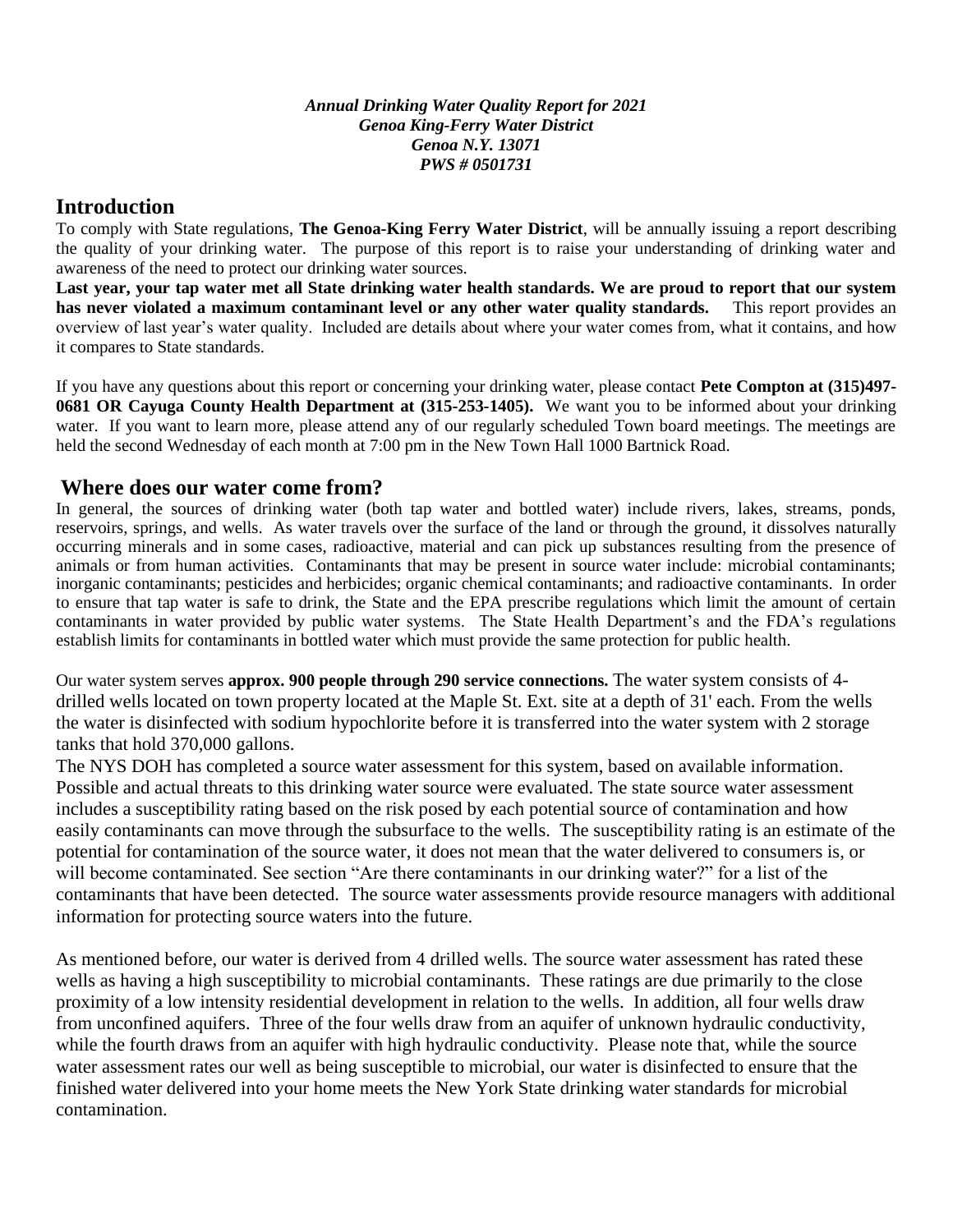***Annual Drinking Water Quality Report for 2021***
***Genoa King-Ferry Water District***
***Genoa N.Y. 13071***
***PWS # 0501731***

## Introduction

To comply with State regulations, **The Genoa-King Ferry Water District**, will be annually issuing a report describing the quality of your drinking water. The purpose of this report is to raise your understanding of drinking water and awareness of the need to protect our drinking water sources.

**Last year, your tap water met all State drinking water health standards. We are proud to report that our system has never violated a maximum contaminant level or any other water quality standards.** This report provides an overview of last year's water quality. Included are details about where your water comes from, what it contains, and how it compares to State standards.

If you have any questions about this report or concerning your drinking water, please contact **Pete Compton at (315)497-0681 OR Cayuga County Health Department at (315-253-1405).** We want you to be informed about your drinking water. If you want to learn more, please attend any of our regularly scheduled Town board meetings. The meetings are held the second Wednesday of each month at 7:00 pm in the New Town Hall 1000 Bartnick Road.

## Where does our water come from?

In general, the sources of drinking water (both tap water and bottled water) include rivers, lakes, streams, ponds, reservoirs, springs, and wells. As water travels over the surface of the land or through the ground, it dissolves naturally occurring minerals and in some cases, radioactive, material and can pick up substances resulting from the presence of animals or from human activities. Contaminants that may be present in source water include: microbial contaminants; inorganic contaminants; pesticides and herbicides; organic chemical contaminants; and radioactive contaminants. In order to ensure that tap water is safe to drink, the State and the EPA prescribe regulations which limit the amount of certain contaminants in water provided by public water systems. The State Health Department's and the FDA's regulations establish limits for contaminants in bottled water which must provide the same protection for public health.

Our water system serves **approx. 900 people through 290 service connections.** The water system consists of 4-drilled wells located on town property located at the Maple St. Ext. site at a depth of 31' each. From the wells the water is disinfected with sodium hypochlorite before it is transferred into the water system with 2 storage tanks that hold 370,000 gallons.

The NYS DOH has completed a source water assessment for this system, based on available information. Possible and actual threats to this drinking water source were evaluated. The state source water assessment includes a susceptibility rating based on the risk posed by each potential source of contamination and how easily contaminants can move through the subsurface to the wells. The susceptibility rating is an estimate of the potential for contamination of the source water, it does not mean that the water delivered to consumers is, or will become contaminated. See section "Are there contaminants in our drinking water?" for a list of the contaminants that have been detected. The source water assessments provide resource managers with additional information for protecting source waters into the future.

As mentioned before, our water is derived from 4 drilled wells. The source water assessment has rated these wells as having a high susceptibility to microbial contaminants. These ratings are due primarily to the close proximity of a low intensity residential development in relation to the wells. In addition, all four wells draw from unconfined aquifers. Three of the four wells draw from an aquifer of unknown hydraulic conductivity, while the fourth draws from an aquifer with high hydraulic conductivity. Please note that, while the source water assessment rates our well as being susceptible to microbial, our water is disinfected to ensure that the finished water delivered into your home meets the New York State drinking water standards for microbial contamination.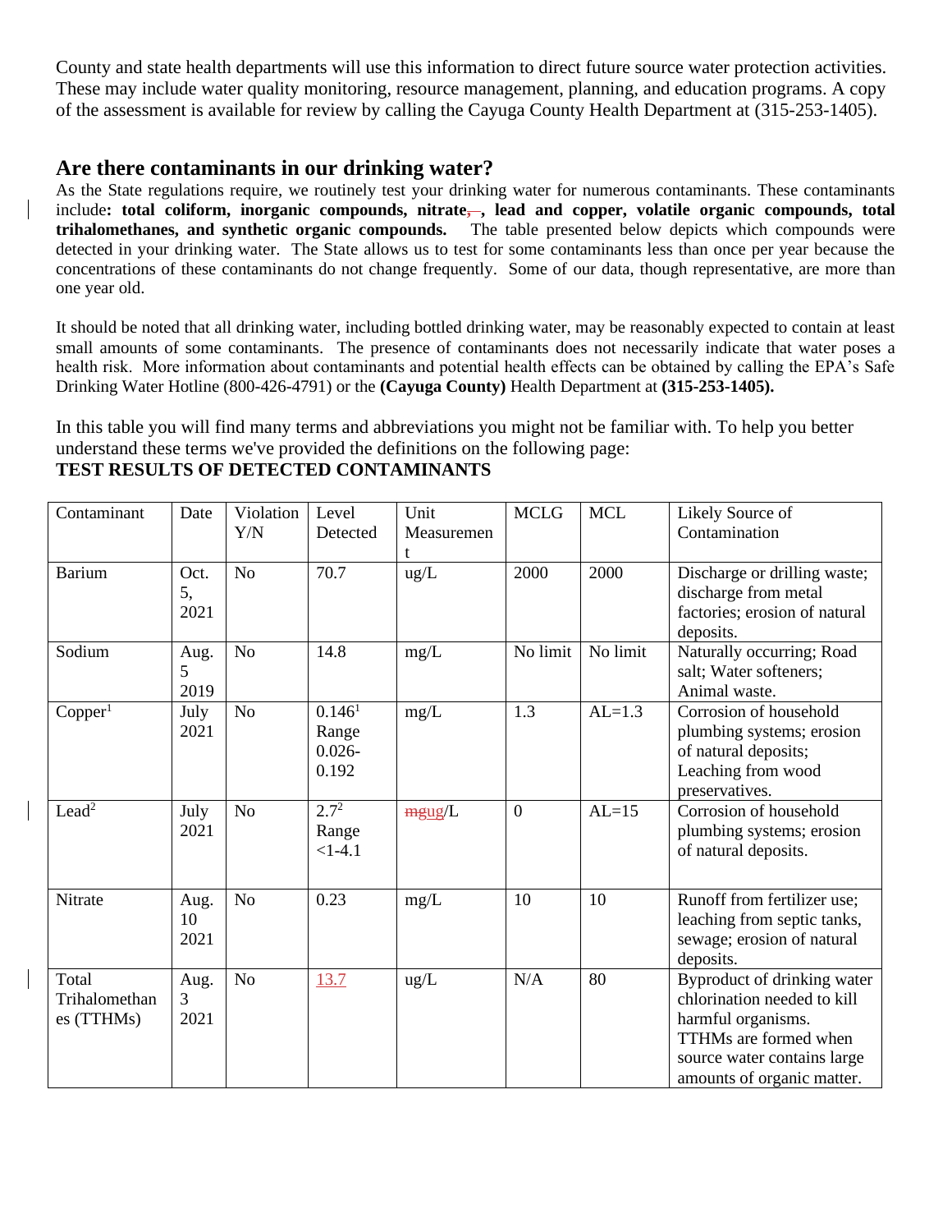County and state health departments will use this information to direct future source water protection activities. These may include water quality monitoring, resource management, planning, and education programs. A copy of the assessment is available for review by calling the Cayuga County Health Department at (315-253-1405).

## Are there contaminants in our drinking water?

As the State regulations require, we routinely test your drinking water for numerous contaminants. These contaminants include**: total coliform, inorganic compounds, nitrate, , lead and copper, volatile organic compounds, total trihalomethanes, and synthetic organic compounds.** The table presented below depicts which compounds were detected in your drinking water. The State allows us to test for some contaminants less than once per year because the concentrations of these contaminants do not change frequently. Some of our data, though representative, are more than one year old.

It should be noted that all drinking water, including bottled drinking water, may be reasonably expected to contain at least small amounts of some contaminants. The presence of contaminants does not necessarily indicate that water poses a health risk. More information about contaminants and potential health effects can be obtained by calling the EPA's Safe Drinking Water Hotline (800-426-4791) or the **(Cayuga County)** Health Department at **(315-253-1405).**

In this table you will find many terms and abbreviations you might not be familiar with. To help you better understand these terms we've provided the definitions on the following page:

**TEST RESULTS OF DETECTED CONTAMINANTS**

| Contaminant | Date | Violation Y/N | Level Detected | Unit Measurement | MCLG | MCL | Likely Source of Contamination |
|---|---|---|---|---|---|---|---|
| Barium | Oct. 5, 2021 | No | 70.7 | ug/L | 2000 | 2000 | Discharge or drilling waste; discharge from metal factories; erosion of natural deposits. |
| Sodium | Aug. 5 2019 | No | 14.8 | mg/L | No limit | No limit | Naturally occurring; Road salt; Water softeners; Animal waste. |
| Copper[1] | July 2021 | No | 0.146[1] Range 0.026-0.192 | mg/L | 1.3 | AL=1.3 | Corrosion of household plumbing systems; erosion of natural deposits; Leaching from wood preservatives. |
| Lead[2] | July 2021 | No | 2.7[2] Range <1-4.1 | ug/L | 0 | AL=15 | Corrosion of household plumbing systems; erosion of natural deposits. |
| Nitrate | Aug. 10 2021 | No | 0.23 | mg/L | 10 | 10 | Runoff from fertilizer use; leaching from septic tanks, sewage; erosion of natural deposits. |
| Total Trihalomethanes (TTHMs) | Aug. 3 2021 | No | 13.7 | ug/L | N/A | 80 | Byproduct of drinking water chlorination needed to kill harmful organisms. TTHMs are formed when source water contains large amounts of organic matter. |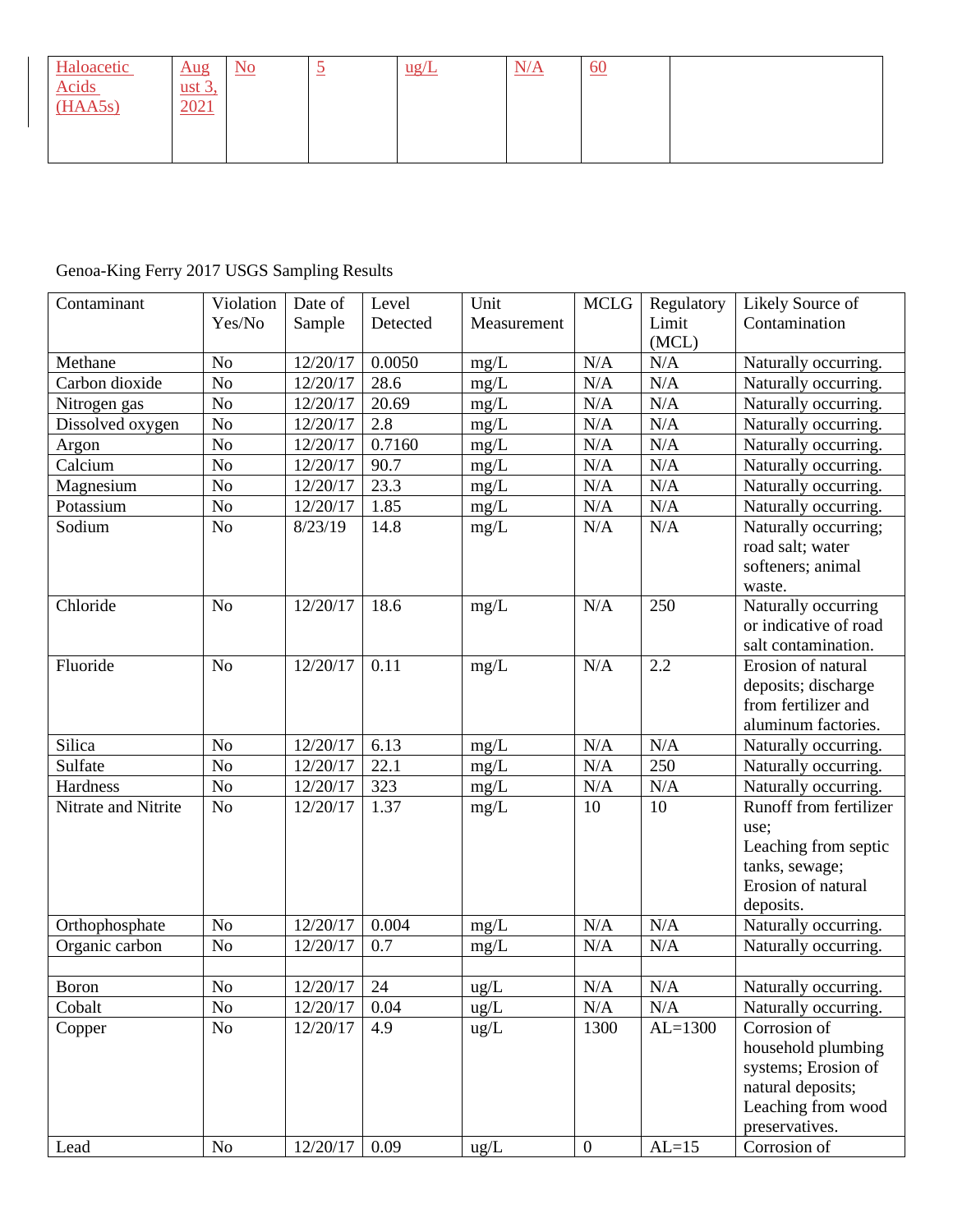| Haloacetic Acids (HAA5s) | August 3, 2021 | No | 5 | ug/L | N/A | 60 | |
|---|---|---|---|---|---|---|---|

Genoa-King Ferry 2017 USGS Sampling Results

| Contaminant | Violation Yes/No | Date of Sample | Level Detected | Unit Measurement | MCLG | Regulatory Limit (MCL) | Likely Source of Contamination |
|---|---|---|---|---|---|---|---|
| Methane | No | 12/20/17 | 0.0050 | mg/L | N/A | N/A | Naturally occurring. |
| Carbon dioxide | No | 12/20/17 | 28.6 | mg/L | N/A | N/A | Naturally occurring. |
| Nitrogen gas | No | 12/20/17 | 20.69 | mg/L | N/A | N/A | Naturally occurring. |
| Dissolved oxygen | No | 12/20/17 | 2.8 | mg/L | N/A | N/A | Naturally occurring. |
| Argon | No | 12/20/17 | 0.7160 | mg/L | N/A | N/A | Naturally occurring. |
| Calcium | No | 12/20/17 | 90.7 | mg/L | N/A | N/A | Naturally occurring. |
| Magnesium | No | 12/20/17 | 23.3 | mg/L | N/A | N/A | Naturally occurring. |
| Potassium | No | 12/20/17 | 1.85 | mg/L | N/A | N/A | Naturally occurring. |
| Sodium | No | 8/23/19 | 14.8 | mg/L | N/A | N/A | Naturally occurring; road salt; water softeners; animal waste. |
| Chloride | No | 12/20/17 | 18.6 | mg/L | N/A | 250 | Naturally occurring or indicative of road salt contamination. |
| Fluoride | No | 12/20/17 | 0.11 | mg/L | N/A | 2.2 | Erosion of natural deposits; discharge from fertilizer and aluminum factories. |
| Silica | No | 12/20/17 | 6.13 | mg/L | N/A | N/A | Naturally occurring. |
| Sulfate | No | 12/20/17 | 22.1 | mg/L | N/A | 250 | Naturally occurring. |
| Hardness | No | 12/20/17 | 323 | mg/L | N/A | N/A | Naturally occurring. |
| Nitrate and Nitrite | No | 12/20/17 | 1.37 | mg/L | 10 | 10 | Runoff from fertilizer use; Leaching from septic tanks, sewage; Erosion of natural deposits. |
| Orthophosphate | No | 12/20/17 | 0.004 | mg/L | N/A | N/A | Naturally occurring. |
| Organic carbon | No | 12/20/17 | 0.7 | mg/L | N/A | N/A | Naturally occurring. |
| | | | | | | | |
| Boron | No | 12/20/17 | 24 | ug/L | N/A | N/A | Naturally occurring. |
| Cobalt | No | 12/20/17 | 0.04 | ug/L | N/A | N/A | Naturally occurring. |
| Copper | No | 12/20/17 | 4.9 | ug/L | 1300 | AL=1300 | Corrosion of household plumbing systems; Erosion of natural deposits; Leaching from wood preservatives. |
| Lead | No | 12/20/17 | 0.09 | ug/L | 0 | AL=15 | Corrosion of |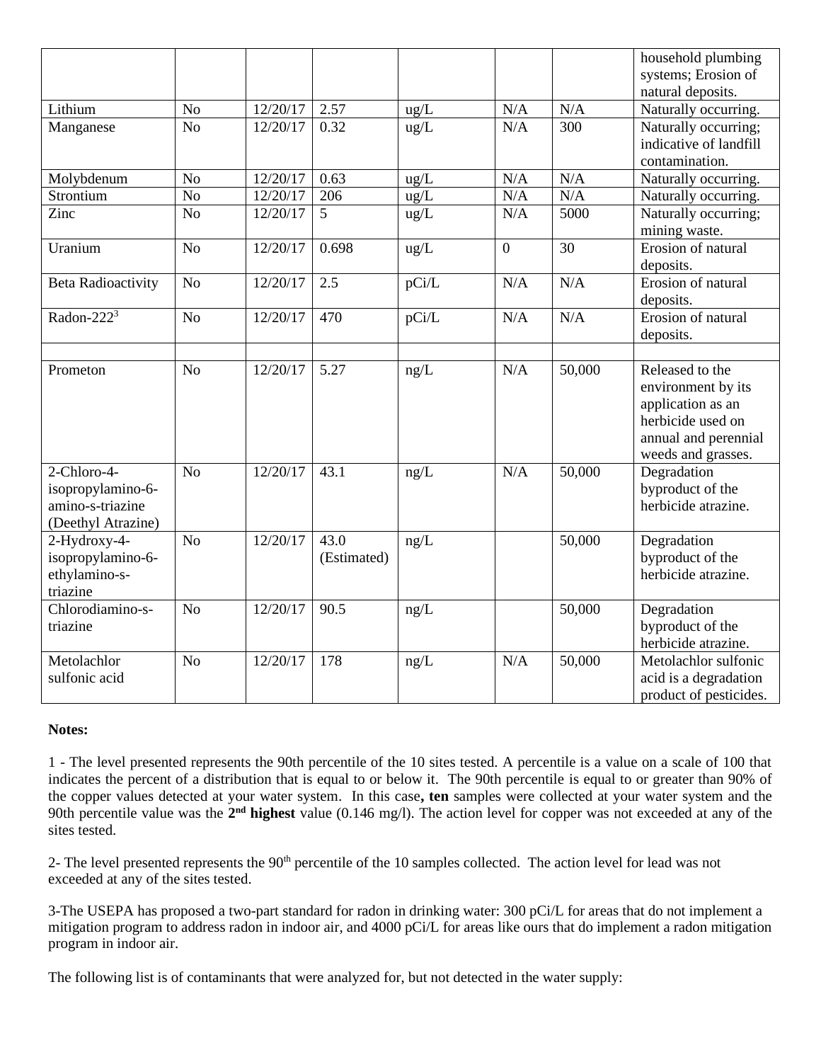| | | | | | | | |
|---|---|---|---|---|---|---|---|
| | | | | | | | household plumbing systems; Erosion of natural deposits. |
| Lithium | No | 12/20/17 | 2.57 | ug/L | N/A | N/A | Naturally occurring. |
| Manganese | No | 12/20/17 | 0.32 | ug/L | N/A | 300 | Naturally occurring; indicative of landfill contamination. |
| Molybdenum | No | 12/20/17 | 0.63 | ug/L | N/A | N/A | Naturally occurring. |
| Strontium | No | 12/20/17 | 206 | ug/L | N/A | N/A | Naturally occurring. |
| Zinc | No | 12/20/17 | 5 | ug/L | N/A | 5000 | Naturally occurring; mining waste. |
| Uranium | No | 12/20/17 | 0.698 | ug/L | 0 | 30 | Erosion of natural deposits. |
| Beta Radioactivity | No | 12/20/17 | 2.5 | pCi/L | N/A | N/A | Erosion of natural deposits. |
| Radon-222[3] | No | 12/20/17 | 470 | pCi/L | N/A | N/A | Erosion of natural deposits. |
| | | | | | | | |
| Prometon | No | 12/20/17 | 5.27 | ng/L | N/A | 50,000 | Released to the environment by its application as an herbicide used on annual and perennial weeds and grasses. |
| 2-Chloro-4-isopropylamino-6-amino-s-triazine (Deethyl Atrazine) | No | 12/20/17 | 43.1 | ng/L | N/A | 50,000 | Degradation byproduct of the herbicide atrazine. |
| 2-Hydroxy-4-isopropylamino-6-ethylamino-s-triazine | No | 12/20/17 | 43.0 (Estimated) | ng/L | | 50,000 | Degradation byproduct of the herbicide atrazine. |
| Chlorodiamino-s-triazine | No | 12/20/17 | 90.5 | ng/L | | 50,000 | Degradation byproduct of the herbicide atrazine. |
| Metolachlor sulfonic acid | No | 12/20/17 | 178 | ng/L | N/A | 50,000 | Metolachlor sulfonic acid is a degradation product of pesticides. |

**Notes:**

1 - The level presented represents the 90th percentile of the 10 sites tested. A percentile is a value on a scale of 100 that indicates the percent of a distribution that is equal to or below it. The 90th percentile is equal to or greater than 90% of the copper values detected at your water system. In this case**, ten** samples were collected at your water system and the 90th percentile value was the **2nd highest** value (0.146 mg/l). The action level for copper was not exceeded at any of the sites tested.

2- The level presented represents the 90th percentile of the 10 samples collected. The action level for lead was not exceeded at any of the sites tested.

3-The USEPA has proposed a two-part standard for radon in drinking water: 300 pCi/L for areas that do not implement a mitigation program to address radon in indoor air, and 4000 pCi/L for areas like ours that do implement a radon mitigation program in indoor air.

The following list is of contaminants that were analyzed for, but not detected in the water supply: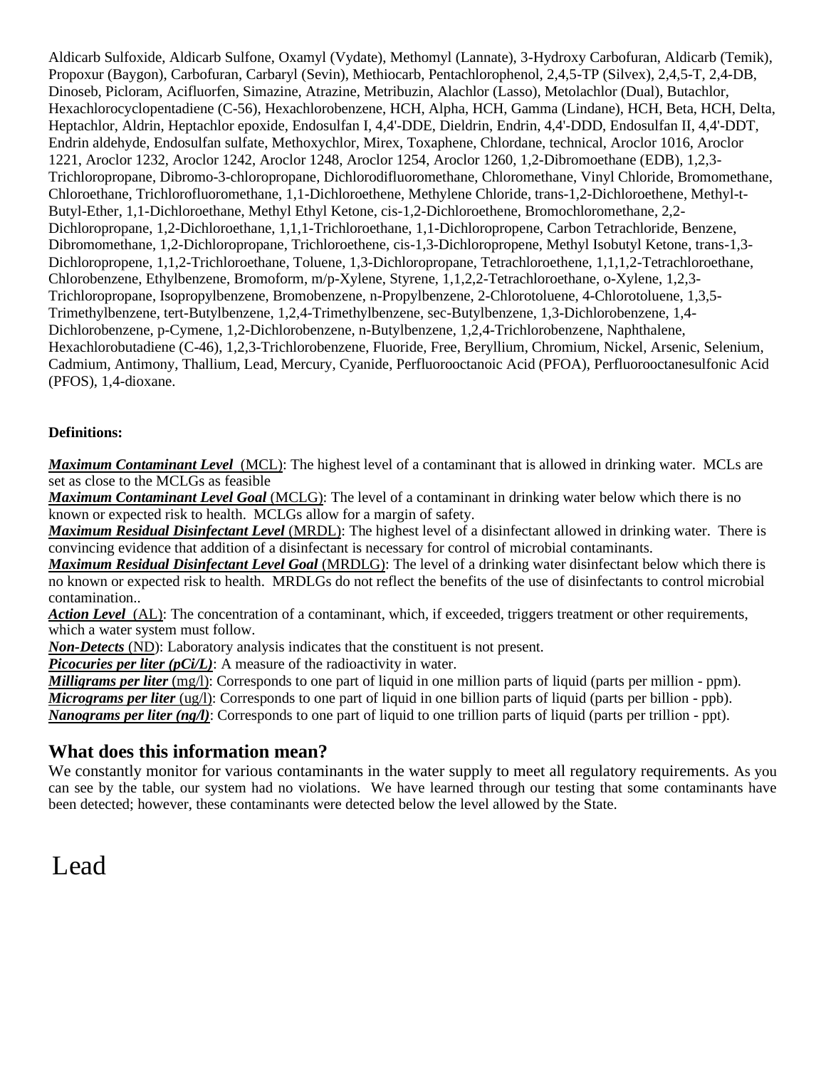Aldicarb Sulfoxide, Aldicarb Sulfone, Oxamyl (Vydate), Methomyl (Lannate), 3-Hydroxy Carbofuran, Aldicarb (Temik), Propoxur (Baygon), Carbofuran, Carbaryl (Sevin), Methiocarb, Pentachlorophenol, 2,4,5-TP (Silvex), 2,4,5-T, 2,4-DB, Dinoseb, Picloram, Acifluorfen, Simazine, Atrazine, Metribuzin, Alachlor (Lasso), Metolachlor (Dual), Butachlor, Hexachlorocyclopentadiene (C-56), Hexachlorobenzene, HCH, Alpha, HCH, Gamma (Lindane), HCH, Beta, HCH, Delta, Heptachlor, Aldrin, Heptachlor epoxide, Endosulfan I, 4,4'-DDE, Dieldrin, Endrin, 4,4'-DDD, Endosulfan II, 4,4'-DDT, Endrin aldehyde, Endosulfan sulfate, Methoxychlor, Mirex, Toxaphene, Chlordane, technical, Aroclor 1016, Aroclor 1221, Aroclor 1232, Aroclor 1242, Aroclor 1248, Aroclor 1254, Aroclor 1260, 1,2-Dibromoethane (EDB), 1,2,3-Trichloropropane, Dibromo-3-chloropropane, Dichlorodifluoromethane, Chloromethane, Vinyl Chloride, Bromomethane, Chloroethane, Trichlorofluoromethane, 1,1-Dichloroethene, Methylene Chloride, trans-1,2-Dichloroethene, Methyl-t-Butyl-Ether, 1,1-Dichloroethane, Methyl Ethyl Ketone, cis-1,2-Dichloroethene, Bromochloromethane, 2,2-Dichloropropane, 1,2-Dichloroethane, 1,1,1-Trichloroethane, 1,1-Dichloropropene, Carbon Tetrachloride, Benzene, Dibromomethane, 1,2-Dichloropropane, Trichloroethene, cis-1,3-Dichloropropene, Methyl Isobutyl Ketone, trans-1,3-Dichloropropene, 1,1,2-Trichloroethane, Toluene, 1,3-Dichloropropane, Tetrachloroethene, 1,1,1,2-Tetrachloroethane, Chlorobenzene, Ethylbenzene, Bromoform, m/p-Xylene, Styrene, 1,1,2,2-Tetrachloroethane, o-Xylene, 1,2,3-Trichloropropane, Isopropylbenzene, Bromobenzene, n-Propylbenzene, 2-Chlorotoluene, 4-Chlorotoluene, 1,3,5-Trimethylbenzene, tert-Butylbenzene, 1,2,4-Trimethylbenzene, sec-Butylbenzene, 1,3-Dichlorobenzene, 1,4-Dichlorobenzene, p-Cymene, 1,2-Dichlorobenzene, n-Butylbenzene, 1,2,4-Trichlorobenzene, Naphthalene, Hexachlorobutadiene (C-46), 1,2,3-Trichlorobenzene, Fluoride, Free, Beryllium, Chromium, Nickel, Arsenic, Selenium, Cadmium, Antimony, Thallium, Lead, Mercury, Cyanide, Perfluorooctanoic Acid (PFOA), Perfluorooctanesulfonic Acid (PFOS), 1,4-dioxane.

**Definitions:**

***Maximum Contaminant Level*** (MCL): The highest level of a contaminant that is allowed in drinking water. MCLs are set as close to the MCLGs as feasible

***Maximum Contaminant Level Goal*** (MCLG): The level of a contaminant in drinking water below which there is no known or expected risk to health. MCLGs allow for a margin of safety.

***Maximum Residual Disinfectant Level*** (MRDL): The highest level of a disinfectant allowed in drinking water. There is convincing evidence that addition of a disinfectant is necessary for control of microbial contaminants.

***Maximum Residual Disinfectant Level Goal*** (MRDLG): The level of a drinking water disinfectant below which there is no known or expected risk to health. MRDLGs do not reflect the benefits of the use of disinfectants to control microbial contamination..

***Action Level*** (AL): The concentration of a contaminant, which, if exceeded, triggers treatment or other requirements, which a water system must follow.

***Non-Detects*** (ND): Laboratory analysis indicates that the constituent is not present.

***Picocuries per liter (pCi/L)***: A measure of the radioactivity in water.

***Milligrams per liter*** (mg/l): Corresponds to one part of liquid in one million parts of liquid (parts per million - ppm).

***Micrograms per liter*** (ug/l): Corresponds to one part of liquid in one billion parts of liquid (parts per billion - ppb).

***Nanograms per liter (ng/l)***: Corresponds to one part of liquid to one trillion parts of liquid (parts per trillion - ppt).

## What does this information mean?

We constantly monitor for various contaminants in the water supply to meet all regulatory requirements. As you can see by the table, our system had no violations. We have learned through our testing that some contaminants have been detected; however, these contaminants were detected below the level allowed by the State.

# Lead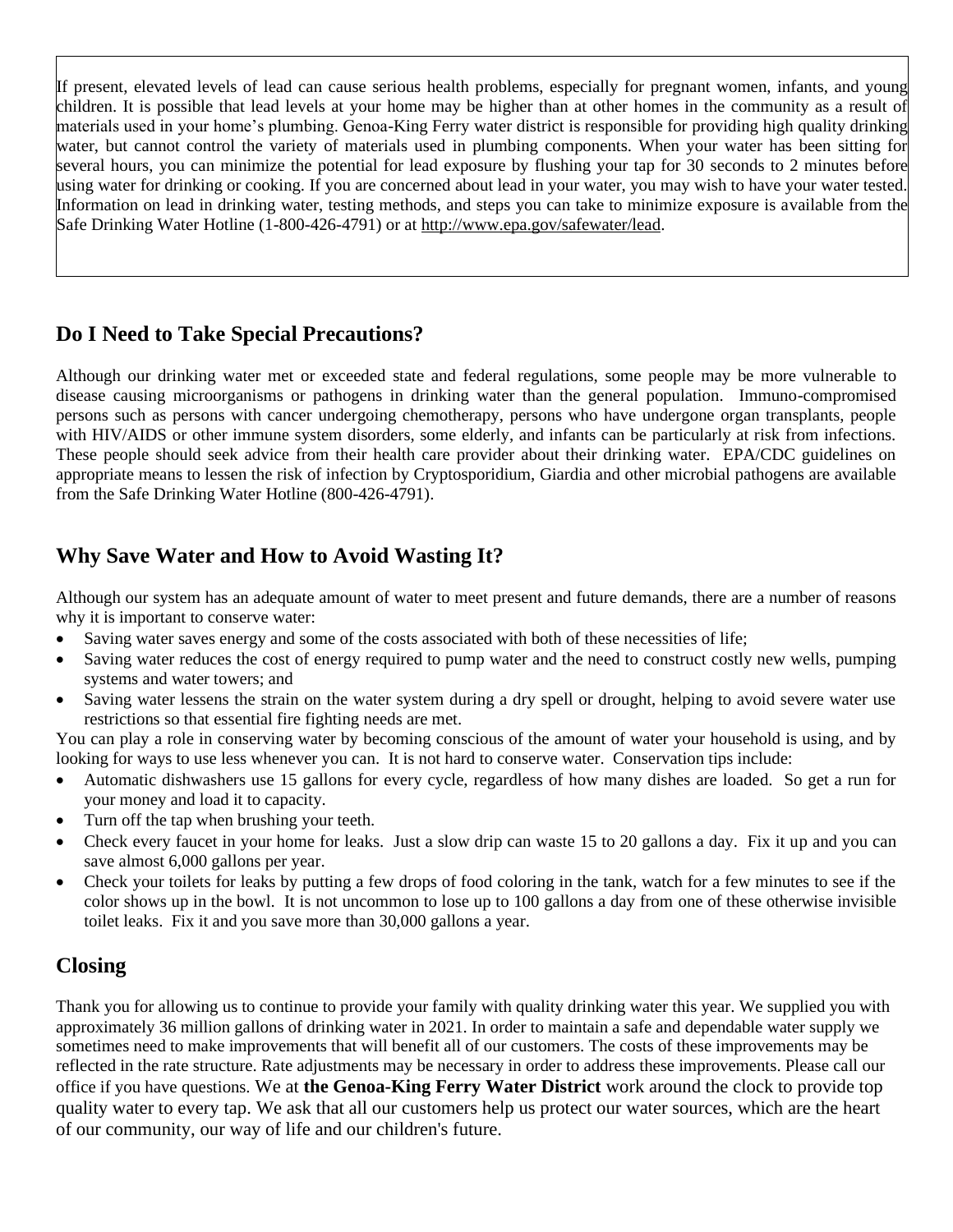If present, elevated levels of lead can cause serious health problems, especially for pregnant women, infants, and young children. It is possible that lead levels at your home may be higher than at other homes in the community as a result of materials used in your home's plumbing. Genoa-King Ferry water district is responsible for providing high quality drinking water, but cannot control the variety of materials used in plumbing components. When your water has been sitting for several hours, you can minimize the potential for lead exposure by flushing your tap for 30 seconds to 2 minutes before using water for drinking or cooking. If you are concerned about lead in your water, you may wish to have your water tested. Information on lead in drinking water, testing methods, and steps you can take to minimize exposure is available from the Safe Drinking Water Hotline (1-800-426-4791) or at http://www.epa.gov/safewater/lead.

## Do I Need to Take Special Precautions?

Although our drinking water met or exceeded state and federal regulations, some people may be more vulnerable to disease causing microorganisms or pathogens in drinking water than the general population. Immuno-compromised persons such as persons with cancer undergoing chemotherapy, persons who have undergone organ transplants, people with HIV/AIDS or other immune system disorders, some elderly, and infants can be particularly at risk from infections. These people should seek advice from their health care provider about their drinking water. EPA/CDC guidelines on appropriate means to lessen the risk of infection by Cryptosporidium, Giardia and other microbial pathogens are available from the Safe Drinking Water Hotline (800-426-4791).

## Why Save Water and How to Avoid Wasting It?

Although our system has an adequate amount of water to meet present and future demands, there are a number of reasons why it is important to conserve water:

- Saving water saves energy and some of the costs associated with both of these necessities of life;
- Saving water reduces the cost of energy required to pump water and the need to construct costly new wells, pumping systems and water towers; and
- Saving water lessens the strain on the water system during a dry spell or drought, helping to avoid severe water use restrictions so that essential fire fighting needs are met.

You can play a role in conserving water by becoming conscious of the amount of water your household is using, and by looking for ways to use less whenever you can. It is not hard to conserve water. Conservation tips include:

- Automatic dishwashers use 15 gallons for every cycle, regardless of how many dishes are loaded. So get a run for your money and load it to capacity.
- Turn off the tap when brushing your teeth.
- Check every faucet in your home for leaks. Just a slow drip can waste 15 to 20 gallons a day. Fix it up and you can save almost 6,000 gallons per year.
- Check your toilets for leaks by putting a few drops of food coloring in the tank, watch for a few minutes to see if the color shows up in the bowl. It is not uncommon to lose up to 100 gallons a day from one of these otherwise invisible toilet leaks. Fix it and you save more than 30,000 gallons a year.

## Closing

Thank you for allowing us to continue to provide your family with quality drinking water this year. We supplied you with approximately 36 million gallons of drinking water in 2021. In order to maintain a safe and dependable water supply we sometimes need to make improvements that will benefit all of our customers. The costs of these improvements may be reflected in the rate structure. Rate adjustments may be necessary in order to address these improvements. Please call our office if you have questions. We at **the Genoa-King Ferry Water District** work around the clock to provide top quality water to every tap. We ask that all our customers help us protect our water sources, which are the heart of our community, our way of life and our children's future.